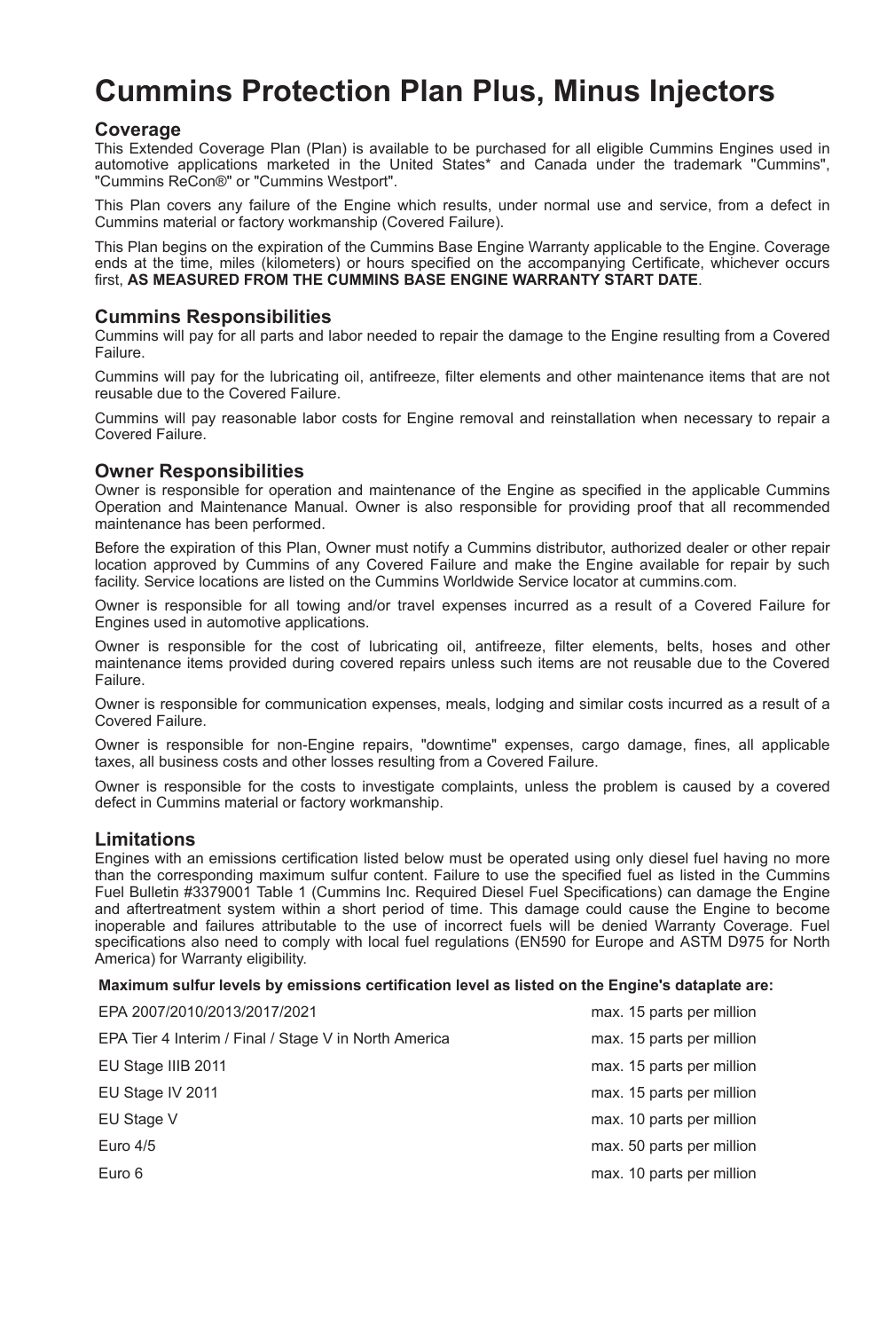# Cummins Protection Plan Plus, Minus Injectors

## Coverage

This Extended Coverage Plan (Plan) is available to be purchased for all eligible Cummins Engines used in automotive applications marketed in the United States* and Canada under the trademark "Cummins", "Cummins ReCon®" or "Cummins Westport".

This Plan covers any failure of the Engine which results, under normal use and service, from a defect in Cummins material or factory workmanship (Covered Failure).

This Plan begins on the expiration of the Cummins Base Engine Warranty applicable to the Engine. Coverage ends at the time, miles (kilometers) or hours specified on the accompanying Certificate, whichever occurs first, **AS MEASURED FROM THE CUMMINS BASE ENGINE WARRANTY START DATE**.

## Cummins Responsibilities

Cummins will pay for all parts and labor needed to repair the damage to the Engine resulting from a Covered Failure.

Cummins will pay for the lubricating oil, antifreeze, filter elements and other maintenance items that are not reusable due to the Covered Failure.

Cummins will pay reasonable labor costs for Engine removal and reinstallation when necessary to repair a Covered Failure.

## Owner Responsibilities

Owner is responsible for operation and maintenance of the Engine as specified in the applicable Cummins Operation and Maintenance Manual. Owner is also responsible for providing proof that all recommended maintenance has been performed.

Before the expiration of this Plan, Owner must notify a Cummins distributor, authorized dealer or other repair location approved by Cummins of any Covered Failure and make the Engine available for repair by such facility. Service locations are listed on the Cummins Worldwide Service locator at cummins.com.

Owner is responsible for all towing and/or travel expenses incurred as a result of a Covered Failure for Engines used in automotive applications.

Owner is responsible for the cost of lubricating oil, antifreeze, filter elements, belts, hoses and other maintenance items provided during covered repairs unless such items are not reusable due to the Covered Failure.

Owner is responsible for communication expenses, meals, lodging and similar costs incurred as a result of a Covered Failure.

Owner is responsible for non-Engine repairs, "downtime" expenses, cargo damage, fines, all applicable taxes, all business costs and other losses resulting from a Covered Failure.

Owner is responsible for the costs to investigate complaints, unless the problem is caused by a covered defect in Cummins material or factory workmanship.

## Limitations

Engines with an emissions certification listed below must be operated using only diesel fuel having no more than the corresponding maximum sulfur content. Failure to use the specified fuel as listed in the Cummins Fuel Bulletin #3379001 Table 1 (Cummins Inc. Required Diesel Fuel Specifications) can damage the Engine and aftertreatment system within a short period of time. This damage could cause the Engine to become inoperable and failures attributable to the use of incorrect fuels will be denied Warranty Coverage. Fuel specifications also need to comply with local fuel regulations (EN590 for Europe and ASTM D975 for North America) for Warranty eligibility.

**Maximum sulfur levels by emissions certification level as listed on the Engine's dataplate are:**

| Emissions Certification | Maximum Sulfur |
|---|---|
| EPA 2007/2010/2013/2017/2021 | max. 15 parts per million |
| EPA Tier 4 Interim / Final / Stage V in North America | max. 15 parts per million |
| EU Stage IIIB 2011 | max. 15 parts per million |
| EU Stage IV 2011 | max. 15 parts per million |
| EU Stage V | max. 10 parts per million |
| Euro 4/5 | max. 50 parts per million |
| Euro 6 | max. 10 parts per million |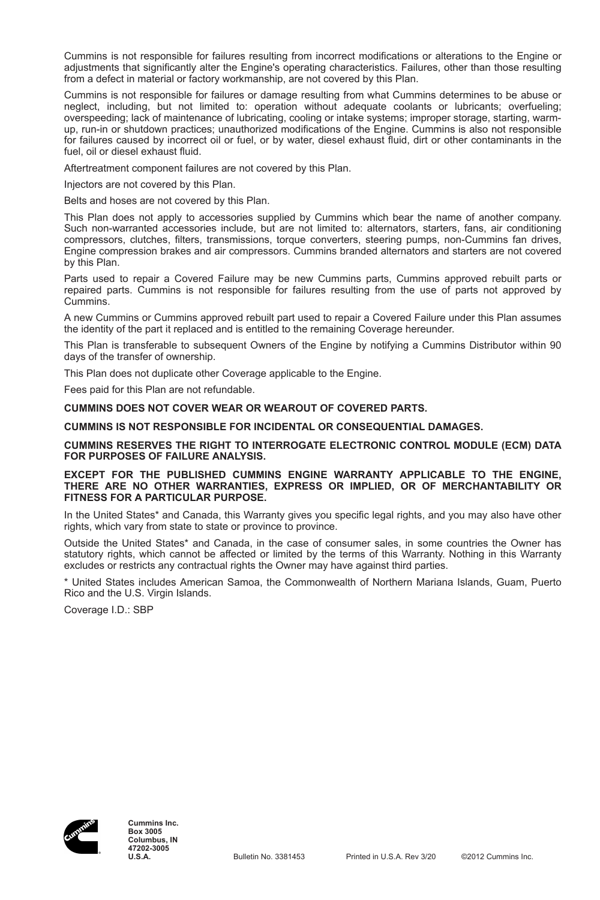Cummins is not responsible for failures resulting from incorrect modifications or alterations to the Engine or adjustments that significantly alter the Engine's operating characteristics. Failures, other than those resulting from a defect in material or factory workmanship, are not covered by this Plan.

Cummins is not responsible for failures or damage resulting from what Cummins determines to be abuse or neglect, including, but not limited to: operation without adequate coolants or lubricants; overfueling; overspeeding; lack of maintenance of lubricating, cooling or intake systems; improper storage, starting, warm-up, run-in or shutdown practices; unauthorized modifications of the Engine. Cummins is also not responsible for failures caused by incorrect oil or fuel, or by water, diesel exhaust fluid, dirt or other contaminants in the fuel, oil or diesel exhaust fluid.

Aftertreatment component failures are not covered by this Plan.

Injectors are not covered by this Plan.

Belts and hoses are not covered by this Plan.

This Plan does not apply to accessories supplied by Cummins which bear the name of another company. Such non-warranted accessories include, but are not limited to: alternators, starters, fans, air conditioning compressors, clutches, filters, transmissions, torque converters, steering pumps, non-Cummins fan drives, Engine compression brakes and air compressors. Cummins branded alternators and starters are not covered by this Plan.

Parts used to repair a Covered Failure may be new Cummins parts, Cummins approved rebuilt parts or repaired parts. Cummins is not responsible for failures resulting from the use of parts not approved by Cummins.

A new Cummins or Cummins approved rebuilt part used to repair a Covered Failure under this Plan assumes the identity of the part it replaced and is entitled to the remaining Coverage hereunder.

This Plan is transferable to subsequent Owners of the Engine by notifying a Cummins Distributor within 90 days of the transfer of ownership.

This Plan does not duplicate other Coverage applicable to the Engine.

Fees paid for this Plan are not refundable.

**CUMMINS DOES NOT COVER WEAR OR WEAROUT OF COVERED PARTS.**

**CUMMINS IS NOT RESPONSIBLE FOR INCIDENTAL OR CONSEQUENTIAL DAMAGES.**

**CUMMINS RESERVES THE RIGHT TO INTERROGATE ELECTRONIC CONTROL MODULE (ECM) DATA FOR PURPOSES OF FAILURE ANALYSIS.**

**EXCEPT FOR THE PUBLISHED CUMMINS ENGINE WARRANTY APPLICABLE TO THE ENGINE, THERE ARE NO OTHER WARRANTIES, EXPRESS OR IMPLIED, OR OF MERCHANTABILITY OR FITNESS FOR A PARTICULAR PURPOSE.**

In the United States* and Canada, this Warranty gives you specific legal rights, and you may also have other rights, which vary from state to state or province to province.

Outside the United States* and Canada, in the case of consumer sales, in some countries the Owner has statutory rights, which cannot be affected or limited by the terms of this Warranty. Nothing in this Warranty excludes or restricts any contractual rights the Owner may have against third parties.

* United States includes American Samoa, the Commonwealth of Northern Mariana Islands, Guam, Puerto Rico and the U.S. Virgin Islands.

Coverage I.D.: SBP

**Cummins Inc.**
**Box 3005**
**Columbus, IN**
**47202-3005**
**U.S.A.**

Bulletin No. 3381453 Printed in U.S.A. Rev 3/20 ©2012 Cummins Inc.